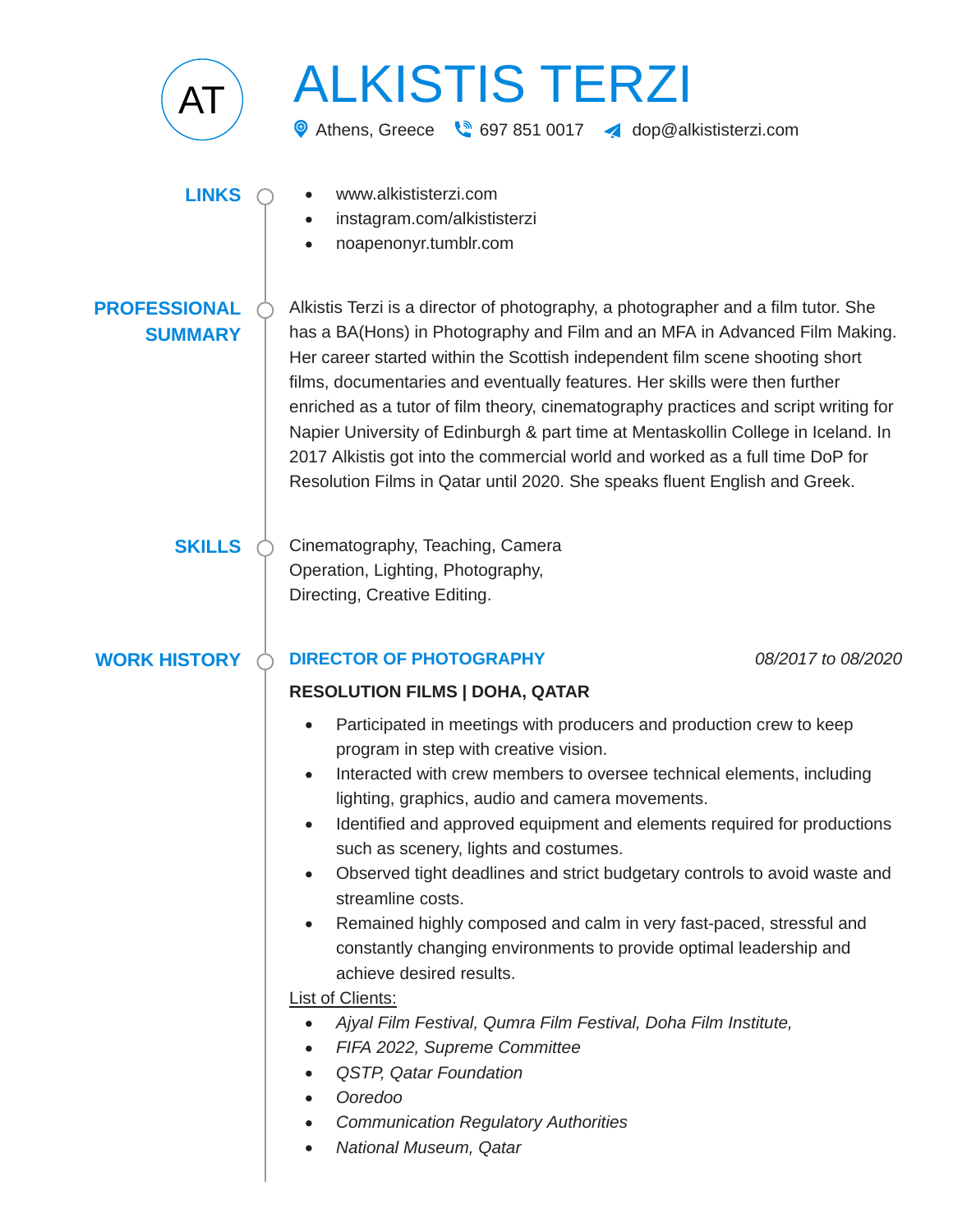AT

# ALKISTIS TERZI

Athens, Greece | 697 851 0017 | dop@alkististerzi.com

## LINKS

- www.alkististerzi.com
- instagram.com/alkististerzi
- noapenonyr.tumblr.com

## PROFESSIONAL SUMMARY

Alkistis Terzi is a director of photography, a photographer and a film tutor. She has a BA(Hons) in Photography and Film and an MFA in Advanced Film Making. Her career started within the Scottish independent film scene shooting short films, documentaries and eventually features. Her skills were then further enriched as a tutor of film theory, cinematography practices and script writing for Napier University of Edinburgh & part time at Mentaskollin College in Iceland. In 2017 Alkistis got into the commercial world and worked as a full time DoP for Resolution Films in Qatar until 2020. She speaks fluent English and Greek.

## SKILLS

Cinematography, Teaching, Camera Operation, Lighting, Photography, Directing, Creative Editing.

## WORK HISTORY

### DIRECTOR OF PHOTOGRAPHY

*08/2017 to 08/2020*

**RESOLUTION FILMS | DOHA, QATAR**

- Participated in meetings with producers and production crew to keep program in step with creative vision.
- Interacted with crew members to oversee technical elements, including lighting, graphics, audio and camera movements.
- Identified and approved equipment and elements required for productions such as scenery, lights and costumes.
- Observed tight deadlines and strict budgetary controls to avoid waste and streamline costs.
- Remained highly composed and calm in very fast-paced, stressful and constantly changing environments to provide optimal leadership and achieve desired results.

List of Clients:

- *Ajyal Film Festival, Qumra Film Festival, Doha Film Institute,*
- *FIFA 2022, Supreme Committee*
- *QSTP, Qatar Foundation*
- *Ooredoo*
- *Communication Regulatory Authorities*
- *National Museum, Qatar*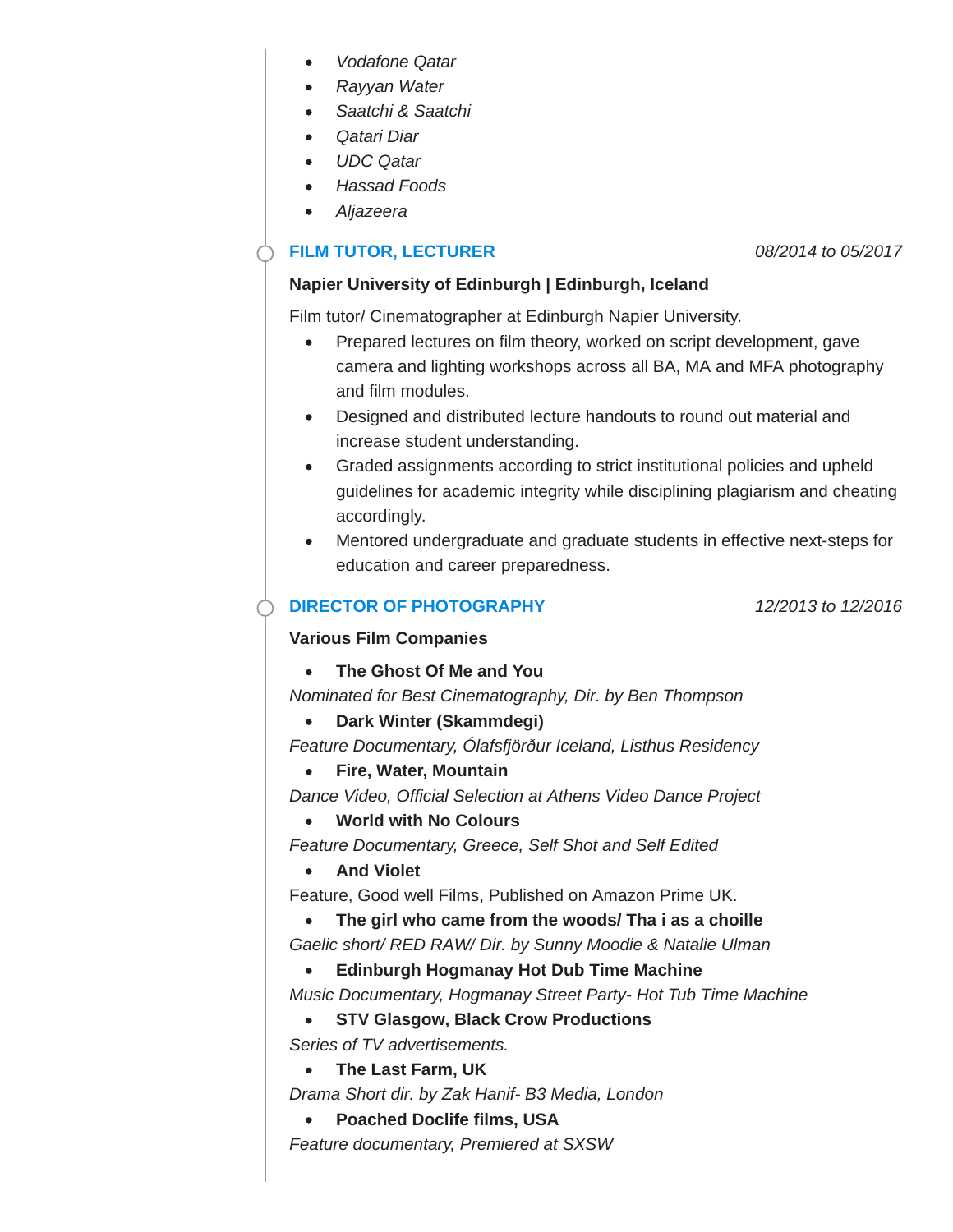- *Vodafone Qatar*
- *Rayyan Water*
- *Saatchi & Saatchi*
- *Qatari Diar*
- *UDC Qatar*
- *Hassad Foods*
- *Aljazeera*

### FILM TUTOR, LECTURER

*08/2014 to 05/2017*

**Napier University of Edinburgh | Edinburgh, Iceland**

Film tutor/ Cinematographer at Edinburgh Napier University.

- Prepared lectures on film theory, worked on script development, gave camera and lighting workshops across all BA, MA and MFA photography and film modules.
- Designed and distributed lecture handouts to round out material and increase student understanding.
- Graded assignments according to strict institutional policies and upheld guidelines for academic integrity while disciplining plagiarism and cheating accordingly.
- Mentored undergraduate and graduate students in effective next-steps for education and career preparedness.

### DIRECTOR OF PHOTOGRAPHY

*12/2013 to 12/2016*

**Various Film Companies**

- **The Ghost Of Me and You**

*Nominated for Best Cinematography, Dir. by Ben Thompson*

- **Dark Winter (Skammdegi)**

*Feature Documentary, Ólafsfjörður Iceland, Listhus Residency*

- **Fire, Water, Mountain**

*Dance Video, Official Selection at Athens Video Dance Project*

- **World with No Colours**

*Feature Documentary, Greece, Self Shot and Self Edited*

- **And Violet**

Feature, Good well Films, Published on Amazon Prime UK.

- **The girl who came from the woods/ Tha i as a choille**

*Gaelic short/ RED RAW/ Dir. by Sunny Moodie & Natalie Ulman*

- **Edinburgh Hogmanay Hot Dub Time Machine**

*Music Documentary, Hogmanay Street Party- Hot Tub Time Machine*

- **STV Glasgow, Black Crow Productions**

*Series of TV advertisements.*

- **The Last Farm, UK**

*Drama Short dir. by Zak Hanif- B3 Media, London*

- **Poached Doclife films, USA**

*Feature documentary, Premiered at SXSW*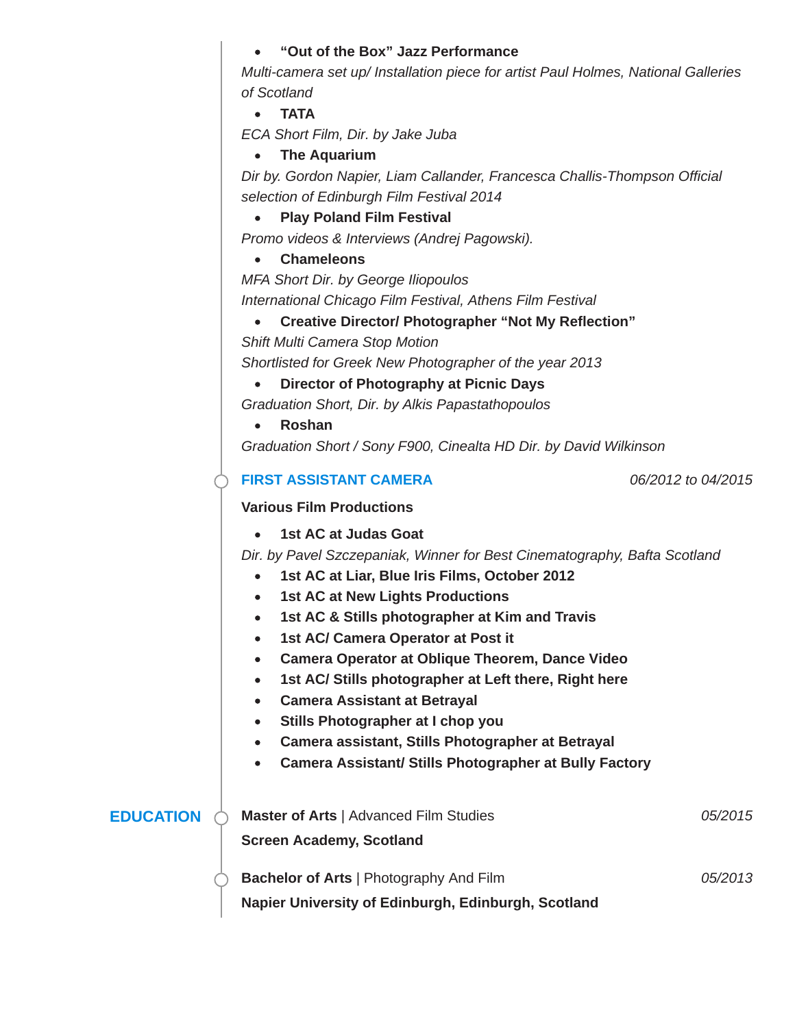- **"Out of the Box" Jazz Performance**

*Multi-camera set up/ Installation piece for artist Paul Holmes, National Galleries of Scotland*

- **TATA**

*ECA Short Film, Dir. by Jake Juba*

- **The Aquarium**

*Dir by. Gordon Napier, Liam Callander, Francesca Challis-Thompson Official selection of Edinburgh Film Festival 2014*

- **Play Poland Film Festival**

*Promo videos & Interviews (Andrej Pagowski).*

- **Chameleons**

*MFA Short Dir. by George Iliopoulos*
*International Chicago Film Festival, Athens Film Festival*

- **Creative Director/ Photographer "Not My Reflection"**

*Shift Multi Camera Stop Motion*
*Shortlisted for Greek New Photographer of the year 2013*

- **Director of Photography at Picnic Days**

*Graduation Short, Dir. by Alkis Papastathopoulos*

- **Roshan**

*Graduation Short / Sony F900, Cinealta HD Dir. by David Wilkinson*

### FIRST ASSISTANT CAMERA

*06/2012 to 04/2015*

**Various Film Productions**

- **1st AC at Judas Goat**

*Dir. by Pavel Szczepaniak, Winner for Best Cinematography, Bafta Scotland*

- **1st AC at Liar, Blue Iris Films, October 2012**
- **1st AC at New Lights Productions**
- **1st AC & Stills photographer at Kim and Travis**
- **1st AC/ Camera Operator at Post it**
- **Camera Operator at Oblique Theorem, Dance Video**
- **1st AC/ Stills photographer at Left there, Right here**
- **Camera Assistant at Betrayal**
- **Stills Photographer at I chop you**
- **Camera assistant, Stills Photographer at Betrayal**
- **Camera Assistant/ Stills Photographer at Bully Factory**

## EDUCATION

**Master of Arts** | Advanced Film Studies *05/2015*

**Screen Academy, Scotland**

**Bachelor of Arts** | Photography And Film *05/2013*

**Napier University of Edinburgh, Edinburgh, Scotland**